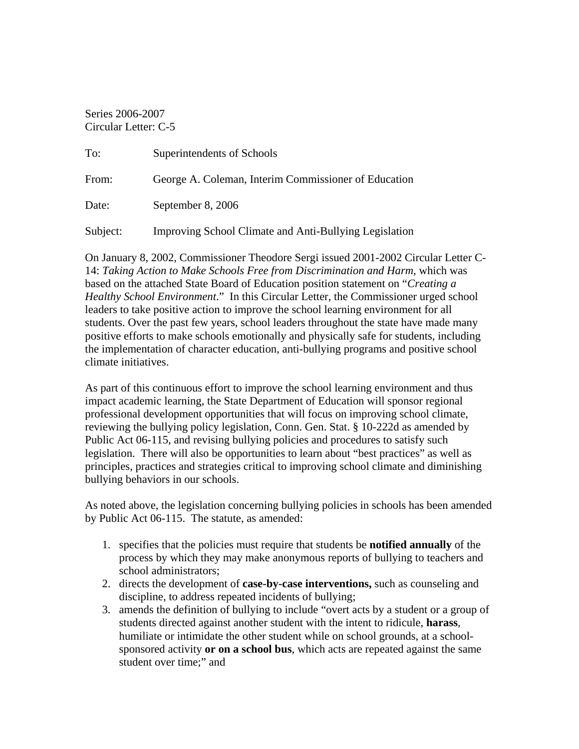Series 2006-2007
Circular Letter: C-5

To: Superintendents of Schools

From: George A. Coleman, Interim Commissioner of Education

Date: September 8, 2006

Subject: Improving School Climate and Anti-Bullying Legislation

On January 8, 2002, Commissioner Theodore Sergi issued 2001-2002 Circular Letter C-14: *Taking Action to Make Schools Free from Discrimination and Harm*, which was based on the attached State Board of Education position statement on "*Creating a Healthy School Environment*." In this Circular Letter, the Commissioner urged school leaders to take positive action to improve the school learning environment for all students. Over the past few years, school leaders throughout the state have made many positive efforts to make schools emotionally and physically safe for students, including the implementation of character education, anti-bullying programs and positive school climate initiatives.

As part of this continuous effort to improve the school learning environment and thus impact academic learning, the State Department of Education will sponsor regional professional development opportunities that will focus on improving school climate, reviewing the bullying policy legislation, Conn. Gen. Stat. § 10-222d as amended by Public Act 06-115, and revising bullying policies and procedures to satisfy such legislation. There will also be opportunities to learn about "best practices" as well as principles, practices and strategies critical to improving school climate and diminishing bullying behaviors in our schools.

As noted above, the legislation concerning bullying policies in schools has been amended by Public Act 06-115. The statute, as amended:

1. specifies that the policies must require that students be **notified annually** of the process by which they may make anonymous reports of bullying to teachers and school administrators;
2. directs the development of **case-by-case interventions,** such as counseling and discipline, to address repeated incidents of bullying;
3. amends the definition of bullying to include "overt acts by a student or a group of students directed against another student with the intent to ridicule, **harass**, humiliate or intimidate the other student while on school grounds, at a school-sponsored activity **or on a school bus**, which acts are repeated against the same student over time;" and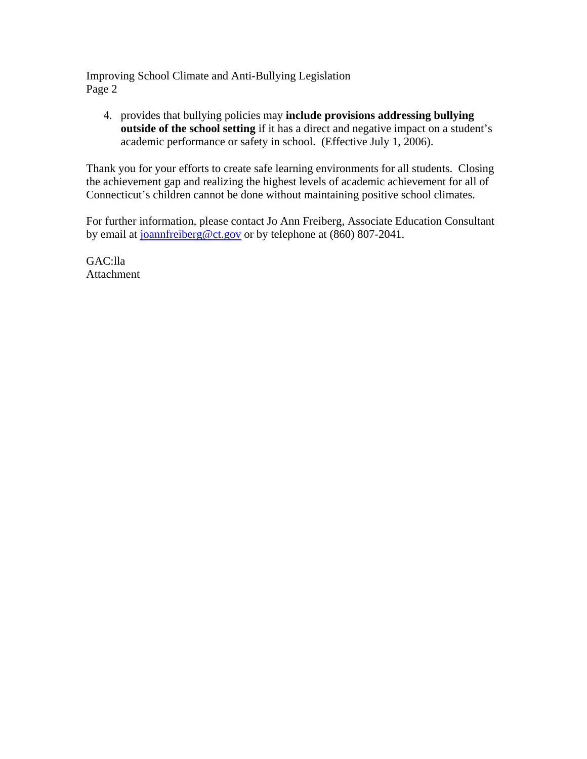4. provides that bullying policies may **include provisions addressing bullying outside of the school setting** if it has a direct and negative impact on a student's academic performance or safety in school. (Effective July 1, 2006).

Thank you for your efforts to create safe learning environments for all students. Closing the achievement gap and realizing the highest levels of academic achievement for all of Connecticut's children cannot be done without maintaining positive school climates.

For further information, please contact Jo Ann Freiberg, Associate Education Consultant by email at joannfreiberg@ct.gov or by telephone at (860) 807-2041.

GAC:lla
Attachment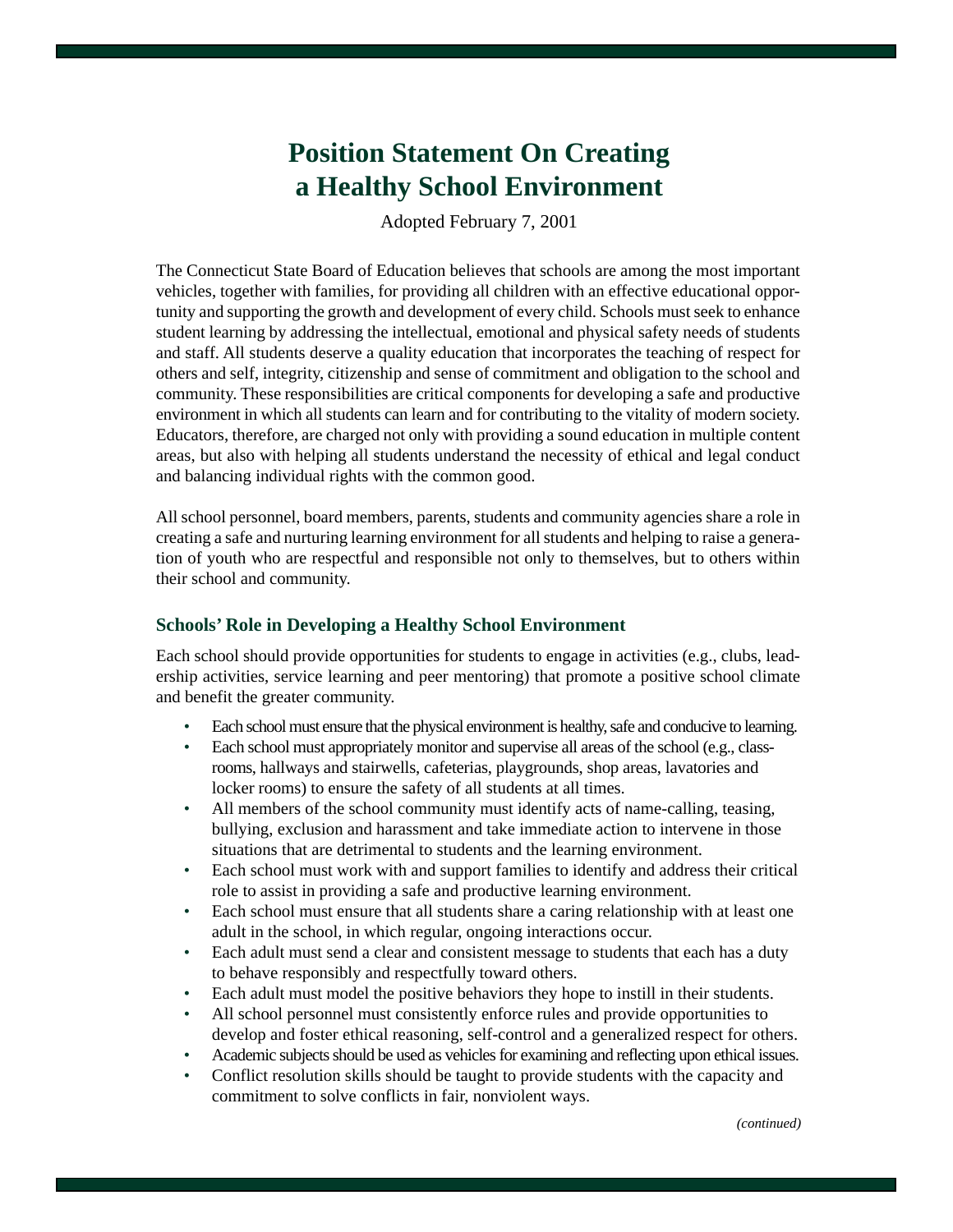# Position Statement On Creating a Healthy School Environment

Adopted February 7, 2001

The Connecticut State Board of Education believes that schools are among the most important vehicles, together with families, for providing all children with an effective educational opportunity and supporting the growth and development of every child. Schools must seek to enhance student learning by addressing the intellectual, emotional and physical safety needs of students and staff. All students deserve a quality education that incorporates the teaching of respect for others and self, integrity, citizenship and sense of commitment and obligation to the school and community. These responsibilities are critical components for developing a safe and productive environment in which all students can learn and for contributing to the vitality of modern society. Educators, therefore, are charged not only with providing a sound education in multiple content areas, but also with helping all students understand the necessity of ethical and legal conduct and balancing individual rights with the common good.

All school personnel, board members, parents, students and community agencies share a role in creating a safe and nurturing learning environment for all students and helping to raise a generation of youth who are respectful and responsible not only to themselves, but to others within their school and community.

### Schools' Role in Developing a Healthy School Environment

Each school should provide opportunities for students to engage in activities (e.g., clubs, leadership activities, service learning and peer mentoring) that promote a positive school climate and benefit the greater community.

- Each school must ensure that the physical environment is healthy, safe and conducive to learning.
- Each school must appropriately monitor and supervise all areas of the school (e.g., classrooms, hallways and stairwells, cafeterias, playgrounds, shop areas, lavatories and locker rooms) to ensure the safety of all students at all times.
- All members of the school community must identify acts of name-calling, teasing, bullying, exclusion and harassment and take immediate action to intervene in those situations that are detrimental to students and the learning environment.
- Each school must work with and support families to identify and address their critical role to assist in providing a safe and productive learning environment.
- Each school must ensure that all students share a caring relationship with at least one adult in the school, in which regular, ongoing interactions occur.
- Each adult must send a clear and consistent message to students that each has a duty to behave responsibly and respectfully toward others.
- Each adult must model the positive behaviors they hope to instill in their students.
- All school personnel must consistently enforce rules and provide opportunities to develop and foster ethical reasoning, self-control and a generalized respect for others.
- Academic subjects should be used as vehicles for examining and reflecting upon ethical issues.
- Conflict resolution skills should be taught to provide students with the capacity and commitment to solve conflicts in fair, nonviolent ways.

*(continued)*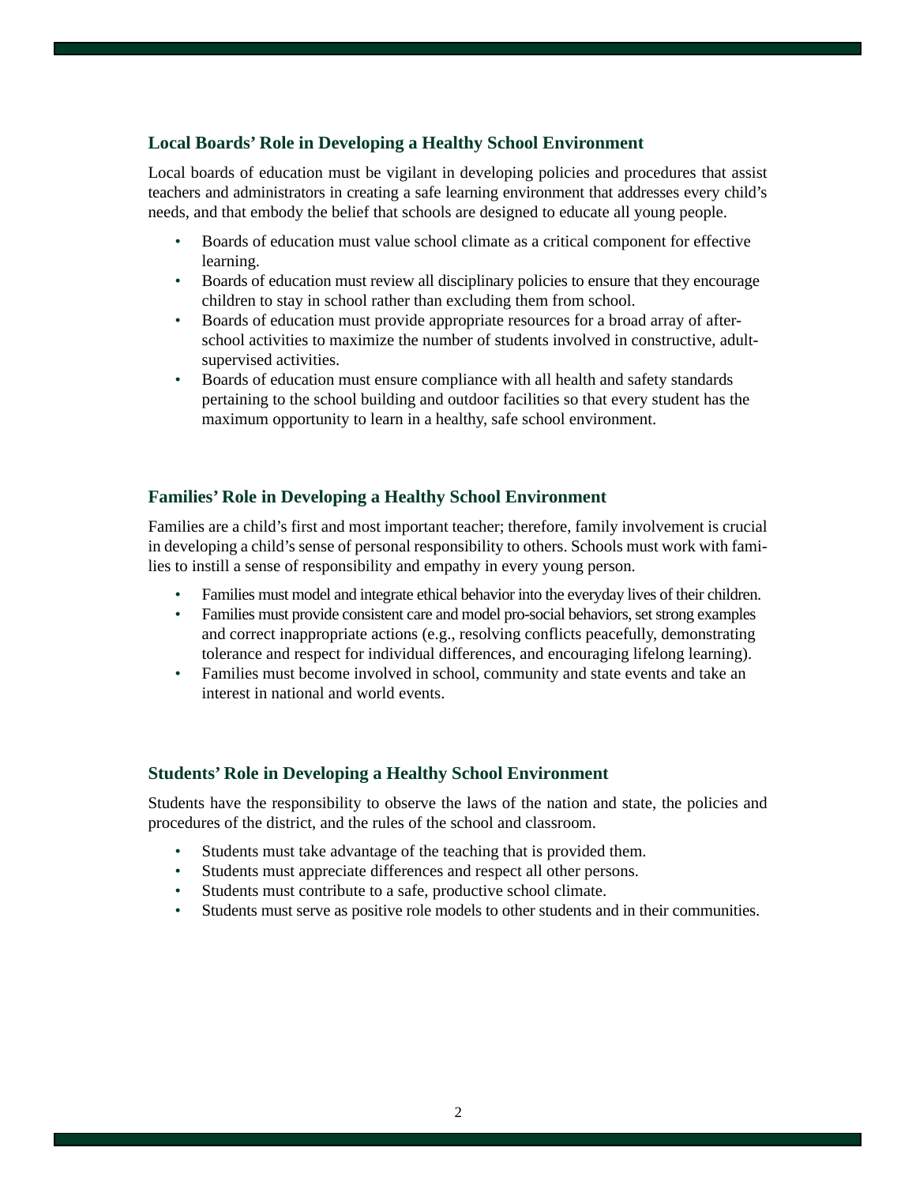### Local Boards' Role in Developing a Healthy School Environment

Local boards of education must be vigilant in developing policies and procedures that assist teachers and administrators in creating a safe learning environment that addresses every child's needs, and that embody the belief that schools are designed to educate all young people.

- Boards of education must value school climate as a critical component for effective learning.
- Boards of education must review all disciplinary policies to ensure that they encourage children to stay in school rather than excluding them from school.
- Boards of education must provide appropriate resources for a broad array of after-school activities to maximize the number of students involved in constructive, adult-supervised activities.
- Boards of education must ensure compliance with all health and safety standards pertaining to the school building and outdoor facilities so that every student has the maximum opportunity to learn in a healthy, safe school environment.

### Families' Role in Developing a Healthy School Environment

Families are a child's first and most important teacher; therefore, family involvement is crucial in developing a child's sense of personal responsibility to others. Schools must work with families to instill a sense of responsibility and empathy in every young person.

- Families must model and integrate ethical behavior into the everyday lives of their children.
- Families must provide consistent care and model pro-social behaviors, set strong examples and correct inappropriate actions (e.g., resolving conflicts peacefully, demonstrating tolerance and respect for individual differences, and encouraging lifelong learning).
- Families must become involved in school, community and state events and take an interest in national and world events.

### Students' Role in Developing a Healthy School Environment

Students have the responsibility to observe the laws of the nation and state, the policies and procedures of the district, and the rules of the school and classroom.

- Students must take advantage of the teaching that is provided them.
- Students must appreciate differences and respect all other persons.
- Students must contribute to a safe, productive school climate.
- Students must serve as positive role models to other students and in their communities.